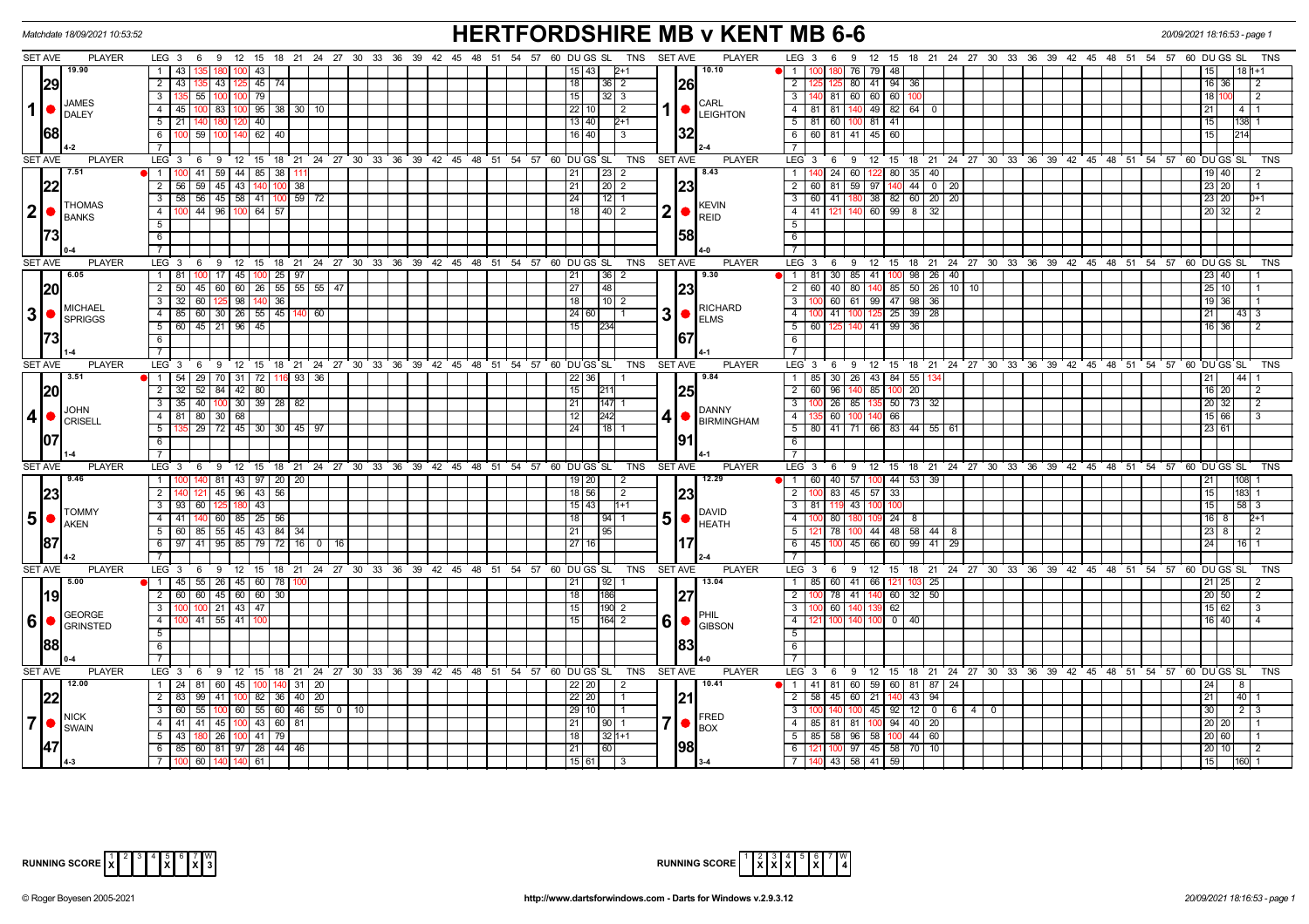Matchdate 18/09/2021 10:53:52

# HERTFORDSHIRE MB v KENT MB 6-6

20/09/2021 18:16:53 - page 1

| SET AVE | PLAYER | LEG | Scores | DU | GS | SL | TNS | SET AVE | PLAYER | LEG | Scores | DU | GS | SL | TNS |
|---|---|---|---|---|---|---|---|---|---|---|---|---|---|---|---|
| 19.90 | 1 JAMES DALEY | 1 | 43 135 180 100 43 | 15 | 43 | | 2+1 | 10.10 | 1 CARL LEIGHTON | 1 | 100 180 76 79 48 | 15 | | 18 | 1+1 |
| 29 | | 2 | 43 135 43 125 45 74 | 18 | | 36 | 2 | 26 | | 2 | 125 125 80 41 94 36 | 16 | 36 | | 2 |
| | | 3 | 135 55 100 100 79 | 15 | | 32 | 3 | | | 3 | 140 81 60 60 60 100 | 18 | 100 | | 2 |
| | | 4 | 45 100 83 100 95 38 30 10 | 22 | 10 | | 2 | | | 4 | 81 81 140 49 82 64 0 | 21 | | 4 | 1 |
| 68 | | 5 | 21 140 180 120 40 | 13 | 40 | | 2+1 | 32 | | 5 | 81 60 100 81 41 | 15 | | 138 | 1 |
| | | 6 | 100 59 100 140 62 40 | 16 | 40 | | 3 | | | 6 | 60 81 41 45 60 | 15 | | 214 | |
| | 4-2 | 7 | | | | | | | 2-4 | 7 | | | | | |
| 7.51 | 2 THOMAS BANKS | 1 | 100 41 59 44 85 38 111 | 21 | | 23 | 2 | 8.43 | 2 KEVIN REID | 1 | 140 24 60 122 80 35 40 | 19 | 40 | | 2 |
| 22 | | 2 | 56 59 45 43 140 100 38 | 21 | | 20 | 2 | 23 | | 2 | 60 81 59 97 140 44 0 20 | 23 | 20 | | 1 |
| | | 3 | 58 56 45 58 41 100 59 72 | 24 | | 12 | 1 | | | 3 | 60 41 180 38 82 60 20 20 | 23 | 20 | | 0+1 |
| | | 4 | 100 44 96 100 64 57 | 18 | | 40 | 2 | | | 4 | 41 121 140 60 99 8 32 | 20 | 32 | | 2 |
| 73 | 0-4 | 5 | | | | | | 58 | 4-0 | 5 | | | | | |
| 6.05 | 3 MICHAEL SPRIGGS | 1 | 81 100 17 45 100 25 97 | 21 | | 36 | 2 | 9.30 | 3 RICHARD ELMS | 1 | 81 30 85 41 100 98 26 40 | 23 | 40 | | 1 |
| 20 | | 2 | 50 45 60 60 26 55 55 55 47 | 27 | | 48 | | 23 | | 2 | 60 40 80 140 85 50 26 10 10 | 25 | 10 | | 1 |
| | | 3 | 32 60 125 98 140 36 | 18 | | 10 | 2 | | | 3 | 100 60 61 99 47 98 36 | 19 | 36 | | 1 |
| | | 4 | 85 60 30 26 55 45 140 60 | 24 | 60 | | 1 | | | 4 | 100 41 100 125 25 39 28 | 21 | | 43 | 3 |
| 73 | | 5 | 60 45 21 96 45 | 15 | | 234 | | 67 | | 5 | 60 125 140 41 99 36 | 16 | 36 | | 2 |
| | 1-4 | 6 | | | | | | | 4-1 | 6 | | | | | |
| 3.51 | 4 JOHN CRISELL | 1 | 54 29 70 31 72 116 93 36 | 22 | 36 | | 1 | 9.84 | 4 DANNY BIRMINGHAM | 1 | 85 30 26 43 84 55 134 | 21 | | 44 | 1 |
| 20 | | 2 | 32 52 84 42 80 | 15 | | 211 | | 25 | | 2 | 60 96 140 85 100 20 | 16 | 20 | | 2 |
| | | 3 | 35 40 100 30 39 28 82 | 21 | | 147 | 1 | | | 3 | 100 26 85 135 50 73 32 | 20 | 32 | | 2 |
| | | 4 | 81 80 30 68 | 12 | | 242 | | | | 4 | 135 60 100 140 66 | 15 | 66 | | 3 |
| 07 | | 5 | 135 29 72 45 30 30 45 97 | 24 | | 18 | 1 | 91 | | 5 | 80 41 71 66 83 44 55 61 | 23 | 61 | | |
| | 1-4 | 6 | | | | | | | 4-1 | 6 | | | | | |
| 9.46 | 5 TOMMY AKEN | 1 | 100 140 81 43 97 20 20 | 19 | 20 | | 2 | 12.29 | 5 DAVID HEATH | 1 | 60 40 57 100 44 53 39 | 21 | | 108 | 1 |
| 23 | | 2 | 140 121 45 96 43 56 | 18 | 56 | | 2 | 23 | | 2 | 100 83 45 57 33 | 15 | | 183 | 1 |
| | | 3 | 93 60 125 180 43 | 15 | 43 | | 1+1 | | | 3 | 81 119 43 100 100 | 15 | | 58 | 3 |
| | | 4 | 41 140 60 85 25 56 | 18 | | 94 | 1 | | | 4 | 100 80 180 109 24 8 | 16 | 8 | | 2+1 |
| 87 | | 5 | 60 85 55 45 43 84 34 | 21 | | 95 | | 17 | | 5 | 121 78 100 44 48 58 44 8 | 23 | 8 | | 2 |
| | | 6 | 97 41 95 85 79 72 16 0 16 | 27 | 16 | | | | | 6 | 45 100 45 66 60 99 41 29 | 24 | | 16 | 1 |
| | 4-2 | 7 | | | | | | | 2-4 | 7 | | | | | |
| 5.00 | 6 GEORGE GRINSTED | 1 | 45 55 26 45 60 78 100 | 21 | | 92 | 1 | 13.04 | 6 PHIL GIBSON | 1 | 85 60 41 66 121 103 25 | 21 | 25 | | 2 |
| 19 | | 2 | 60 60 45 60 60 30 | 18 | | 186 | | 27 | | 2 | 100 78 41 140 60 32 50 | 20 | 50 | | 2 |
| | | 3 | 100 100 21 43 47 | 15 | | 190 | 2 | | | 3 | 100 60 140 139 62 | 15 | 62 | | 3 |
| | | 4 | 100 41 55 41 100 | 15 | | 164 | 2 | | | 4 | 121 100 140 100 0 40 | 16 | 40 | | 4 |
| 88 | 0-4 | 5 | | | | | | 83 | 4-0 | 5 | | | | | |
| 12.00 | 7 NICK SWAIN | 1 | 24 81 60 45 100 140 31 20 | 22 | 20 | | 2 | 10.41 | 7 FRED BOX | 1 | 41 81 60 59 60 81 87 24 | 24 | | 8 | |
| 22 | | 2 | 83 99 41 100 82 36 40 20 | 22 | 20 | | 1 | 21 | | 2 | 58 45 60 21 140 43 94 | 21 | | 40 | 1 |
| | | 3 | 60 55 100 60 55 60 46 55 0 10 | 29 | 10 | | 1 | | | 3 | 100 140 100 45 92 12 0 6 4 0 | 30 | | 2 | 3 |
| | | 4 | 41 41 45 100 43 60 81 | 21 | | 90 | 1 | | | 4 | 85 81 81 100 94 40 20 | 20 | 20 | | 1 |
| 47 | | 5 | 43 180 26 100 41 79 | 18 | | 32 | 1+1 | 98 | | 5 | 85 58 96 58 100 44 60 | 20 | 60 | | 1 |
| | | 6 | 85 60 81 97 28 44 46 | 21 | | 60 | | | | 6 | 121 100 97 45 58 70 10 | 20 | 10 | | 2 |
| | 4-3 | 7 | 100 60 140 140 61 | 15 | 61 | | 3 | | 3-4 | 7 | 140 43 58 41 59 | 15 | | 160 | 1 |

RUNNING SCORE (Hertfordshire): 1 X, 2, 3, 4, 5 X, 6, 7 X — W 3

RUNNING SCORE (Kent): 1, 2 X, 3 X, 4 X, 5, 6 X, 7 — W 4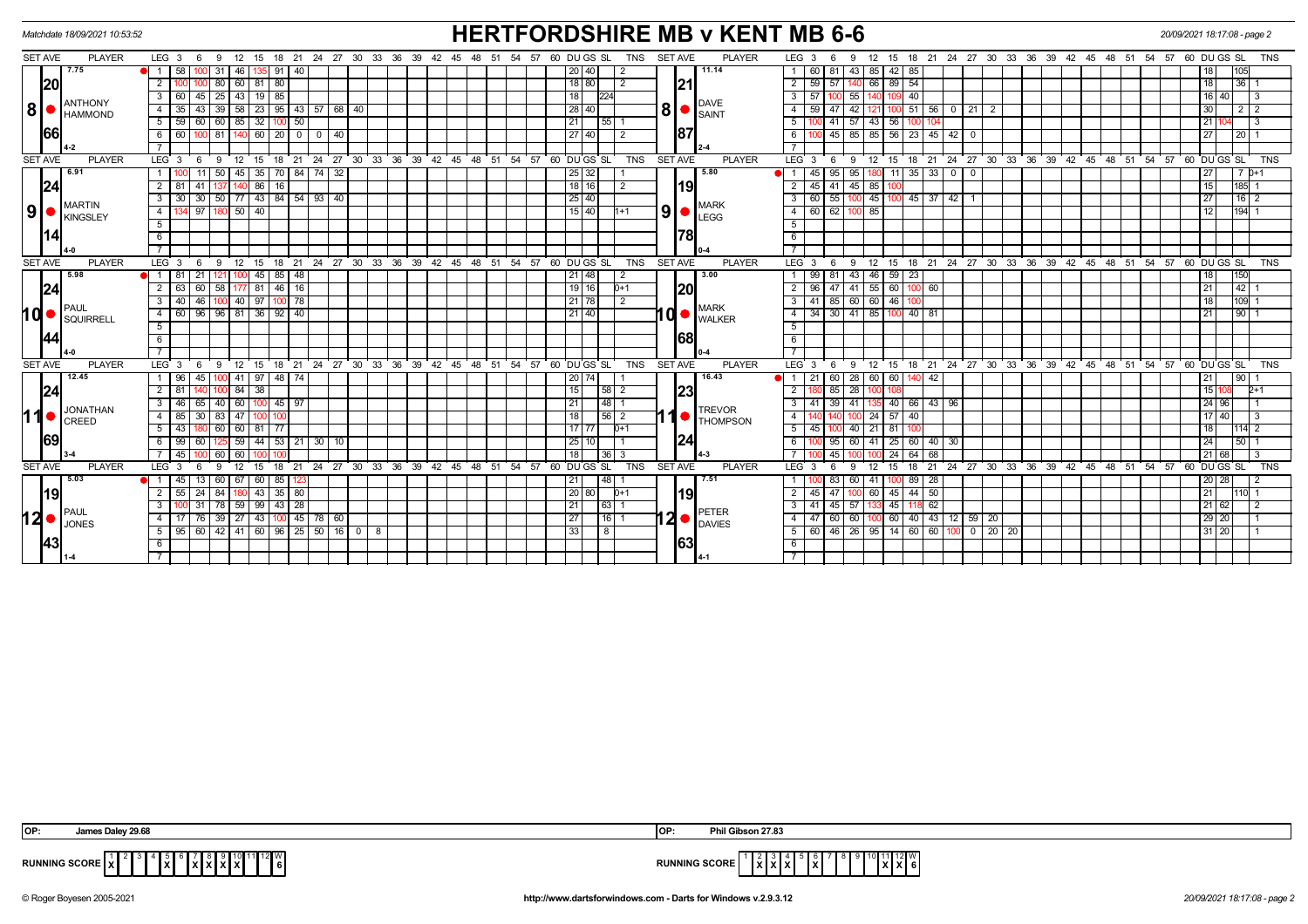Matchdate 18/09/2021 10:53:52

# HERTFORDSHIRE MB v KENT MB 6-6

20/09/2021 18:17:08 - page 2

| SET AVE | PLAYER | LEG | 3 | 6 | 9 | 12 | 15 | 18 | 21 | 24 | 27 | 30 | DU | GS | SL | TNS | SET AVE | PLAYER | LEG | 3 | 6 | 9 | 12 | 15 | 18 | 21 | 24 | 27 | 30 | DU | GS | SL | TNS |
|---|---|---|---|---|---|---|---|---|---|---|---|---|---|---|---|---|---|---|---|---|---|---|---|---|---|---|---|---|---|---|---|---|---|
| 7.75 | | 1 | 58 | 100 | 31 | 46 | 135 | 91 | 40 | | | | 20 | 40 | | 2 | 11.14 | | 1 | 60 | 81 | 43 | 85 | 42 | 85 | | | | | 18 | | 105 | |
| 20 | | 2 | 100 | 100 | 80 | 60 | 81 | 80 | | | | | 18 | 80 | | 2 | 21 | | 2 | 59 | 57 | 140 | 66 | 89 | 54 | | | | | 18 | | 36 | 1 |
| 8 | ANTHONY HAMMOND | 3 | 60 | 45 | 25 | 43 | 19 | 85 | | | | | 18 | | 224 | | 8 | DAVE SAINT | 3 | 57 | 100 | 55 | 140 | 109 | 40 | | | | | 16 | 40 | | 3 |
| | | 4 | 35 | 43 | 39 | 58 | 23 | 95 | 43 | 57 | 68 | 40 | 28 | 40 | | | | | 4 | 59 | 47 | 42 | 121 | 100 | 51 | 56 | 0 | 21 | 2 | 30 | | 2 | 2 |
| 66 | | 5 | 59 | 60 | 60 | 85 | 32 | 100 | 50 | | | | 21 | | 55 | 1 | 87 | | 5 | 100 | 41 | 57 | 43 | 56 | 100 | 104 | | | | 21 | 104 | | 3 |
| | | 6 | 60 | 100 | 81 | 140 | 60 | 20 | 0 | 0 | 40 | | 27 | 40 | | 2 | | | 6 | 100 | 45 | 85 | 85 | 56 | 23 | 45 | 42 | 0 | | 27 | | 20 | 1 |
| 4-2 | | 7 | | | | | | | | | | | | | | | 2-4 | | 7 | | | | | | | | | | | | | | |
| 6.91 | | 1 | 100 | 11 | 50 | 45 | 35 | 70 | 84 | 74 | 32 | | 25 | 32 | | 1 | 5.80 | | 1 | 45 | 95 | 95 | 180 | 11 | 35 | 33 | 0 | 0 | | 27 | | 7 | 0+1 |
| 24 | | 2 | 81 | 41 | 137 | 140 | 86 | 16 | | | | | 18 | 16 | | 2 | 19 | | 2 | 45 | 41 | 45 | 85 | 100 | | | | | | 15 | | 185 | 1 |
| 9 | MARTIN KINGSLEY | 3 | 30 | 30 | 50 | 77 | 43 | 84 | 54 | 93 | 40 | | 25 | 40 | | | 9 | MARK LEGG | 3 | 60 | 55 | 100 | 45 | 100 | 45 | 37 | 42 | 1 | | 27 | | 16 | 2 |
| | | 4 | 134 | 97 | 180 | 50 | 40 | | | | | | 15 | 40 | | 1+1 | | | 4 | 60 | 62 | 100 | 85 | | | | | | | 12 | | 194 | 1 |
| 14 | | 5 | | | | | | | | | | | | | | | 78 | | 5 | | | | | | | | | | | | | | |
| 4-0 | | 6 | | | | | | | | | | | | | | | 0-4 | | 6 | | | | | | | | | | | | | | |
| 5.98 | | 1 | 81 | 21 | 121 | 100 | 45 | 85 | 48 | | | | 21 | 48 | | 2 | 3.00 | | 1 | 99 | 81 | 43 | 46 | 59 | 23 | | | | | 18 | | 150 | |
| 24 | | 2 | 63 | 60 | 58 | 177 | 81 | 46 | 16 | | | | 19 | 16 | | 0+1 | 20 | | 2 | 96 | 47 | 41 | 55 | 60 | 100 | 60 | | | | 21 | | 42 | 1 |
| 10 | PAUL SQUIRRELL | 3 | 40 | 46 | 100 | 40 | 97 | 100 | 78 | | | | 21 | 78 | | 2 | 10 | MARK WALKER | 3 | 41 | 85 | 60 | 60 | 46 | 100 | | | | | 18 | | 109 | 1 |
| | | 4 | 60 | 96 | 96 | 81 | 36 | 92 | 40 | | | | 21 | 40 | | | | | 4 | 34 | 30 | 41 | 85 | 100 | 40 | 81 | | | | 21 | | 90 | 1 |
| 44 | | 5 | | | | | | | | | | | | | | | 68 | | 5 | | | | | | | | | | | | | | |
| 4-0 | | 6 | | | | | | | | | | | | | | | 0-4 | | 6 | | | | | | | | | | | | | | |
| 12.45 | | 1 | 96 | 45 | 100 | 41 | 97 | 48 | 74 | | | | 20 | 74 | | 1 | 16.43 | | 1 | 21 | 60 | 28 | 60 | 60 | 140 | 42 | | | | 21 | | 90 | 1 |
| 24 | | 2 | 81 | 140 | 100 | 84 | 38 | | | | | | 15 | | 58 | 2 | 23 | | 2 | 180 | 85 | 28 | 100 | 108 | | | | | | 15 | 108 | | 2+1 |
| 11 | JONATHAN CREED | 3 | 46 | 65 | 40 | 60 | 100 | 45 | 97 | | | | 21 | | 48 | 1 | 11 | TREVOR THOMPSON | 3 | 41 | 39 | 41 | 135 | 40 | 66 | 43 | 96 | | | 24 | 96 | | 1 |
| | | 4 | 85 | 30 | 83 | 47 | 100 | 100 | | | | | 18 | | 56 | 2 | | | 4 | 140 | 140 | 100 | 24 | 57 | 40 | | | | | 17 | 40 | | 3 |
| 69 | | 5 | 43 | 180 | 60 | 60 | 81 | 77 | | | | | 17 | 77 | | 0+1 | 24 | | 5 | 45 | 100 | 40 | 21 | 81 | 100 | | | | | 18 | | 114 | 2 |
| | | 6 | 99 | 60 | 125 | 59 | 44 | 53 | 21 | 30 | 10 | | 25 | 10 | | 1 | | | 6 | 100 | 95 | 60 | 41 | 25 | 60 | 40 | 30 | | | 24 | | 50 | 1 |
| 3-4 | | 7 | 45 | 100 | 60 | 60 | 100 | 100 | | | | | 18 | | 36 | 3 | 4-3 | | 7 | 100 | 45 | 100 | 100 | 24 | 64 | 68 | | | | 21 | 68 | | 3 |
| 5.03 | | 1 | 45 | 13 | 60 | 67 | 60 | 85 | 123 | | | | 21 | | 48 | 1 | 7.51 | | 1 | 100 | 83 | 60 | 41 | 100 | 89 | 28 | | | | 20 | 28 | | 2 |
| 19 | | 2 | 55 | 24 | 84 | 180 | 43 | 35 | 80 | | | | 20 | 80 | | 0+1 | 19 | | 2 | 45 | 47 | 100 | 60 | 45 | 44 | 50 | | | | 21 | | 110 | 1 |
| 12 | PAUL JONES | 3 | 100 | 31 | 78 | 59 | 99 | 43 | 28 | | | | 21 | | 63 | 1 | 12 | PETER DAVIES | 3 | 41 | 45 | 57 | 133 | 45 | 118 | 62 | | | | 21 | 62 | | 2 |
| | | 4 | 17 | 76 | 39 | 27 | 43 | 100 | 45 | 78 | 60 | | 27 | | 16 | 1 | | | 4 | 47 | 60 | 60 | 100 | 60 | 40 | 43 | 12 | 59 | 20 | 29 | 20 | | 1 |
| 43 | | 5 | 95 | 60 | 42 | 41 | 60 | 96 | 25 | 50 | 16 | 0, 8 | 33 | | 8 | | 63 | | 5 | 60 | 46 | 26 | 95 | 14 | 60 | 60 | 100 | 0 | 20, 20 | 31 | 20 | | 1 |
| 1-4 | | 6 | | | | | | | | | | | | | | | 4-1 | | 6 | | | | | | | | | | | | | | |

OP: James Daley 29.68 | OP: Phil Gibson 27.83

| RUNNING SCORE | 1 | 2 | 3 | 4 | 5 | 6 | 7 | 8 | 9 | 10 | 11 | 12 | W |
|---|---|---|---|---|---|---|---|---|---|---|---|---|---|
| Hertfordshire | X | | | | X | | X | X | X | X | | | 6 |
| Kent | | X | X | X | | X | | | | | X | X | 6 |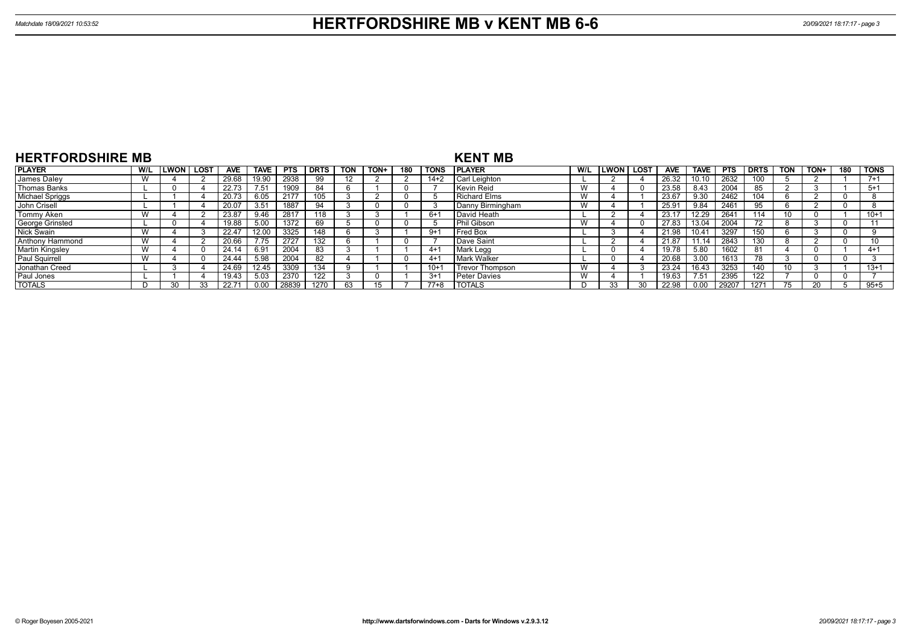# HERTFORDSHIRE MB v KENT MB 6-6

Matchdate 18/09/2021 10:53:52

## HERTFORDSHIRE MB

| PLAYER | W/L | LWON | LOST | AVE | TAVE | PTS | DRTS | TON | TON+ | 180 | TONS |
|---|---|---|---|---|---|---|---|---|---|---|---|
| James Daley | W | 4 | 2 | 29.68 | 19.90 | 2938 | 99 | 12 | 2 | 2 | 14+2 |
| Thomas Banks | L | 0 | 4 | 22.73 | 7.51 | 1909 | 84 | 6 | 1 | 0 | 7 |
| Michael Spriggs | L | 1 | 4 | 20.73 | 6.05 | 2177 | 105 | 3 | 2 | 0 | 5 |
| John Crisell | L | 1 | 4 | 20.07 | 3.51 | 1887 | 94 | 3 | 0 | 0 | 3 |
| Tommy Aken | W | 4 | 2 | 23.87 | 9.46 | 2817 | 118 | 3 | 3 | 1 | 6+1 |
| George Grinsted | L | 0 | 4 | 19.88 | 5.00 | 1372 | 69 | 5 | 0 | 0 | 5 |
| Nick Swain | W | 4 | 3 | 22.47 | 12.00 | 3325 | 148 | 6 | 3 | 1 | 9+1 |
| Anthony Hammond | W | 4 | 2 | 20.66 | 7.75 | 2727 | 132 | 6 | 1 | 0 | 7 |
| Martin Kingsley | W | 4 | 0 | 24.14 | 6.91 | 2004 | 83 | 3 | 1 | 1 | 4+1 |
| Paul Squirrell | W | 4 | 0 | 24.44 | 5.98 | 2004 | 82 | 4 | 1 | 0 | 4+1 |
| Jonathan Creed | L | 3 | 4 | 24.69 | 12.45 | 3309 | 134 | 9 | 1 | 1 | 10+1 |
| Paul Jones | L | 1 | 4 | 19.43 | 5.03 | 2370 | 122 | 3 | 0 | 1 | 3+1 |
| TOTALS | D | 30 | 33 | 22.71 | 0.00 | 28839 | 1270 | 63 | 15 | 7 | 77+8 |

## KENT MB

| PLAYER | W/L | LWON | LOST | AVE | TAVE | PTS | DRTS | TON | TON+ | 180 | TONS |
|---|---|---|---|---|---|---|---|---|---|---|---|
| Carl Leighton | L | 2 | 4 | 26.32 | 10.10 | 2632 | 100 | 5 | 2 | 1 | 7+1 |
| Kevin Reid | W | 4 | 0 | 23.58 | 8.43 | 2004 | 85 | 2 | 3 | 1 | 5+1 |
| Richard Elms | W | 4 | 1 | 23.67 | 9.30 | 2462 | 104 | 6 | 2 | 0 | 8 |
| Danny Birmingham | W | 4 | 1 | 25.91 | 9.84 | 2461 | 95 | 6 | 2 | 0 | 8 |
| David Heath | L | 2 | 4 | 23.17 | 12.29 | 2641 | 114 | 10 | 0 | 1 | 10+1 |
| Phil Gibson | W | 4 | 0 | 27.83 | 13.04 | 2004 | 72 | 8 | 3 | 0 | 11 |
| Fred Box | L | 3 | 4 | 21.98 | 10.41 | 3297 | 150 | 6 | 3 | 0 | 9 |
| Dave Saint | L | 2 | 4 | 21.87 | 11.14 | 2843 | 130 | 8 | 2 | 0 | 10 |
| Mark Legg | L | 0 | 4 | 19.78 | 5.80 | 1602 | 81 | 4 | 0 | 1 | 4+1 |
| Mark Walker | L | 0 | 4 | 20.68 | 3.00 | 1613 | 78 | 3 | 0 | 0 | 3 |
| Trevor Thompson | W | 4 | 3 | 23.24 | 16.43 | 3253 | 140 | 10 | 3 | 1 | 13+1 |
| Peter Davies | W | 4 | 1 | 19.63 | 7.51 | 2395 | 122 | 7 | 0 | 0 | 7 |
| TOTALS | D | 33 | 30 | 22.98 | 0.00 | 29207 | 1271 | 75 | 20 | 5 | 95+5 |